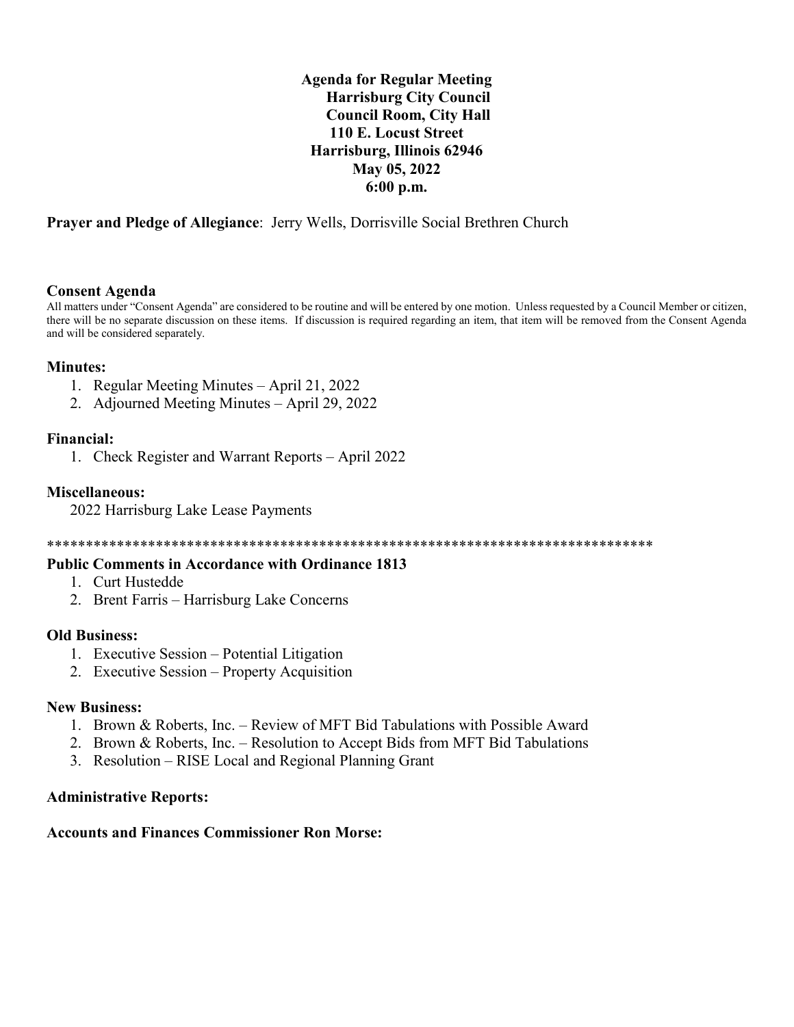**Agenda for Regular Meeting**
**Harrisburg City Council**
**Council Room, City Hall**
**110 E. Locust Street**
**Harrisburg, Illinois 62946**
**May 05, 2022**
**6:00 p.m.**

**Prayer and Pledge of Allegiance**: Jerry Wells, Dorrisville Social Brethren Church

### Consent Agenda

All matters under "Consent Agenda" are considered to be routine and will be entered by one motion. Unless requested by a Council Member or citizen, there will be no separate discussion on these items. If discussion is required regarding an item, that item will be removed from the Consent Agenda and will be considered separately.

### Minutes:

1. Regular Meeting Minutes – April 21, 2022
2. Adjourned Meeting Minutes – April 29, 2022

### Financial:

1. Check Register and Warrant Reports – April 2022

### Miscellaneous:

2022 Harrisburg Lake Lease Payments

*******************************************************************************

### Public Comments in Accordance with Ordinance 1813

1. Curt Hustedde
2. Brent Farris – Harrisburg Lake Concerns

### Old Business:

1. Executive Session – Potential Litigation
2. Executive Session – Property Acquisition

### New Business:

1. Brown & Roberts, Inc. – Review of MFT Bid Tabulations with Possible Award
2. Brown & Roberts, Inc. – Resolution to Accept Bids from MFT Bid Tabulations
3. Resolution – RISE Local and Regional Planning Grant

### Administrative Reports:

### Accounts and Finances Commissioner Ron Morse: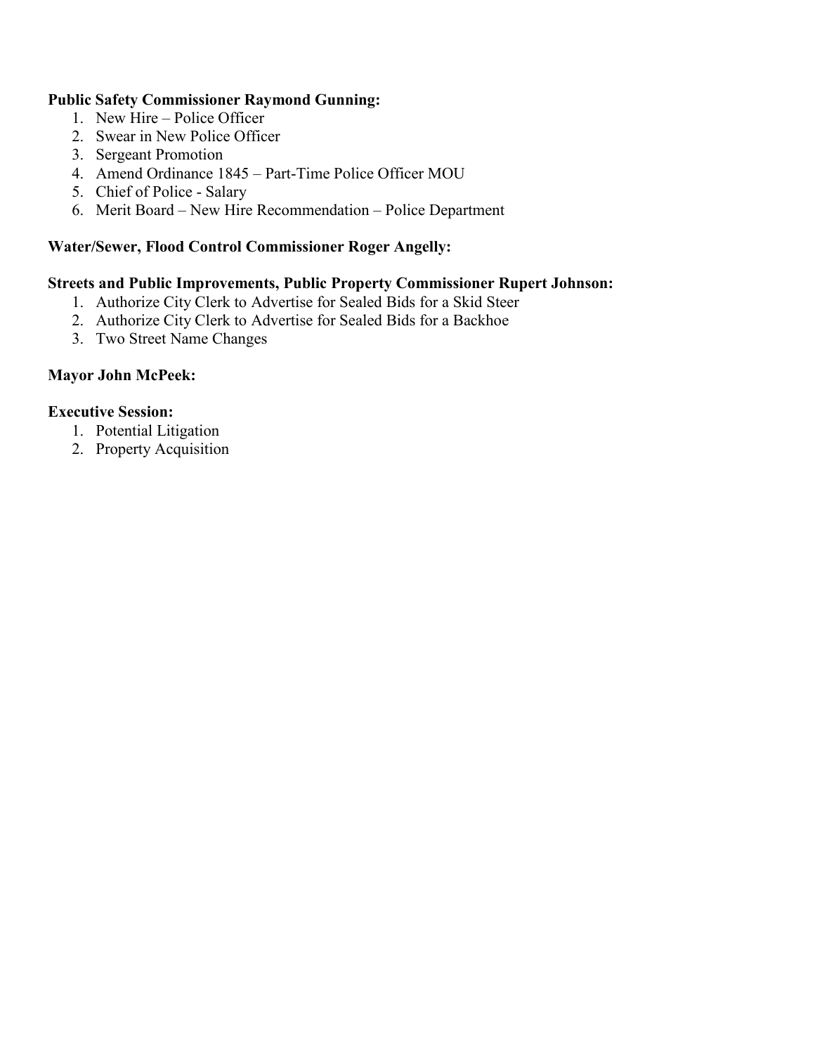**Public Safety Commissioner Raymond Gunning:**

1. New Hire – Police Officer
2. Swear in New Police Officer
3. Sergeant Promotion
4. Amend Ordinance 1845 – Part-Time Police Officer MOU
5. Chief of Police - Salary
6. Merit Board – New Hire Recommendation – Police Department

**Water/Sewer, Flood Control Commissioner Roger Angelly:**

**Streets and Public Improvements, Public Property Commissioner Rupert Johnson:**

1. Authorize City Clerk to Advertise for Sealed Bids for a Skid Steer
2. Authorize City Clerk to Advertise for Sealed Bids for a Backhoe
3. Two Street Name Changes

**Mayor John McPeek:**

**Executive Session:**

1. Potential Litigation
2. Property Acquisition